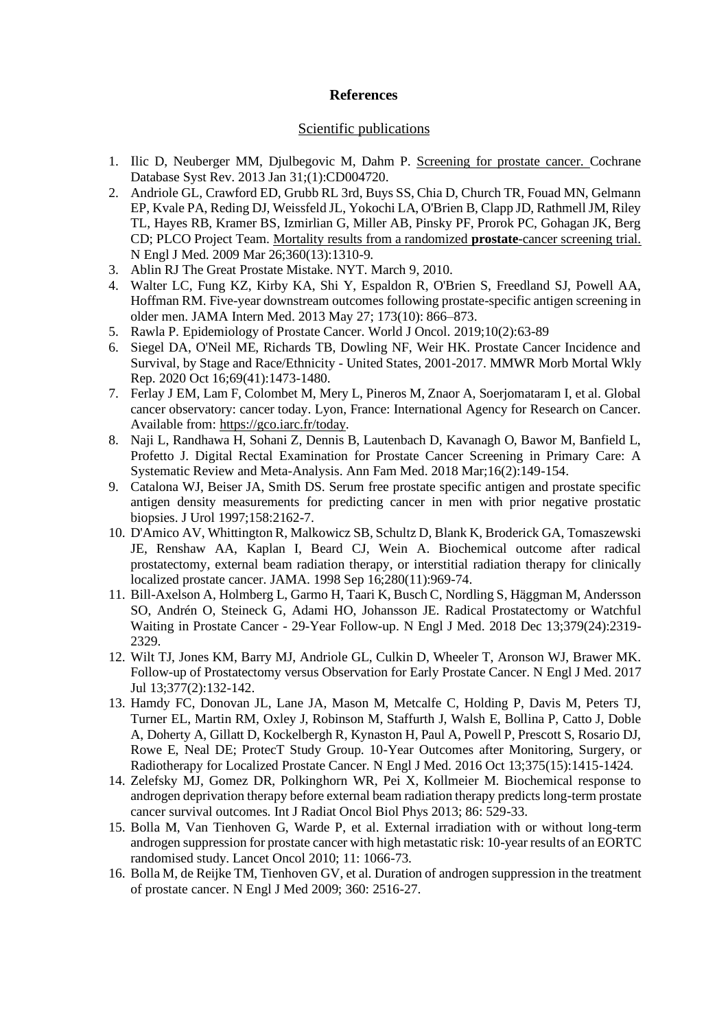# References

## Scientific publications

1. Ilic D, Neuberger MM, Djulbegovic M, Dahm P. Screening for prostate cancer. Cochrane Database Syst Rev. 2013 Jan 31;(1):CD004720.
2. Andriole GL, Crawford ED, Grubb RL 3rd, Buys SS, Chia D, Church TR, Fouad MN, Gelmann EP, Kvale PA, Reding DJ, Weissfeld JL, Yokochi LA, O'Brien B, Clapp JD, Rathmell JM, Riley TL, Hayes RB, Kramer BS, Izmirlian G, Miller AB, Pinsky PF, Prorok PC, Gohagan JK, Berg CD; PLCO Project Team. Mortality results from a randomized **prostate**-cancer screening trial. N Engl J Med. 2009 Mar 26;360(13):1310-9.
3. Ablin RJ The Great Prostate Mistake. NYT. March 9, 2010.
4. Walter LC, Fung KZ, Kirby KA, Shi Y, Espaldon R, O'Brien S, Freedland SJ, Powell AA, Hoffman RM. Five-year downstream outcomes following prostate-specific antigen screening in older men. JAMA Intern Med. 2013 May 27; 173(10): 866–873.
5. Rawla P. Epidemiology of Prostate Cancer. World J Oncol. 2019;10(2):63-89
6. Siegel DA, O'Neil ME, Richards TB, Dowling NF, Weir HK. Prostate Cancer Incidence and Survival, by Stage and Race/Ethnicity - United States, 2001-2017. MMWR Morb Mortal Wkly Rep. 2020 Oct 16;69(41):1473-1480.
7. Ferlay J EM, Lam F, Colombet M, Mery L, Pineros M, Znaor A, Soerjomataram I, et al. Global cancer observatory: cancer today. Lyon, France: International Agency for Research on Cancer. Available from: https://gco.iarc.fr/today.
8. Naji L, Randhawa H, Sohani Z, Dennis B, Lautenbach D, Kavanagh O, Bawor M, Banfield L, Profetto J. Digital Rectal Examination for Prostate Cancer Screening in Primary Care: A Systematic Review and Meta-Analysis. Ann Fam Med. 2018 Mar;16(2):149-154.
9. Catalona WJ, Beiser JA, Smith DS. Serum free prostate specific antigen and prostate specific antigen density measurements for predicting cancer in men with prior negative prostatic biopsies. J Urol 1997;158:2162-7.
10. D'Amico AV, Whittington R, Malkowicz SB, Schultz D, Blank K, Broderick GA, Tomaszewski JE, Renshaw AA, Kaplan I, Beard CJ, Wein A. Biochemical outcome after radical prostatectomy, external beam radiation therapy, or interstitial radiation therapy for clinically localized prostate cancer. JAMA. 1998 Sep 16;280(11):969-74.
11. Bill-Axelson A, Holmberg L, Garmo H, Taari K, Busch C, Nordling S, Häggman M, Andersson SO, Andrén O, Steineck G, Adami HO, Johansson JE. Radical Prostatectomy or Watchful Waiting in Prostate Cancer - 29-Year Follow-up. N Engl J Med. 2018 Dec 13;379(24):2319-2329.
12. Wilt TJ, Jones KM, Barry MJ, Andriole GL, Culkin D, Wheeler T, Aronson WJ, Brawer MK. Follow-up of Prostatectomy versus Observation for Early Prostate Cancer. N Engl J Med. 2017 Jul 13;377(2):132-142.
13. Hamdy FC, Donovan JL, Lane JA, Mason M, Metcalfe C, Holding P, Davis M, Peters TJ, Turner EL, Martin RM, Oxley J, Robinson M, Staffurth J, Walsh E, Bollina P, Catto J, Doble A, Doherty A, Gillatt D, Kockelbergh R, Kynaston H, Paul A, Powell P, Prescott S, Rosario DJ, Rowe E, Neal DE; ProtecT Study Group. 10-Year Outcomes after Monitoring, Surgery, or Radiotherapy for Localized Prostate Cancer. N Engl J Med. 2016 Oct 13;375(15):1415-1424.
14. Zelefsky MJ, Gomez DR, Polkinghorn WR, Pei X, Kollmeier M. Biochemical response to androgen deprivation therapy before external beam radiation therapy predicts long-term prostate cancer survival outcomes. Int J Radiat Oncol Biol Phys 2013; 86: 529-33.
15. Bolla M, Van Tienhoven G, Warde P, et al. External irradiation with or without long-term androgen suppression for prostate cancer with high metastatic risk: 10-year results of an EORTC randomised study. Lancet Oncol 2010; 11: 1066-73.
16. Bolla M, de Reijke TM, Tienhoven GV, et al. Duration of androgen suppression in the treatment of prostate cancer. N Engl J Med 2009; 360: 2516-27.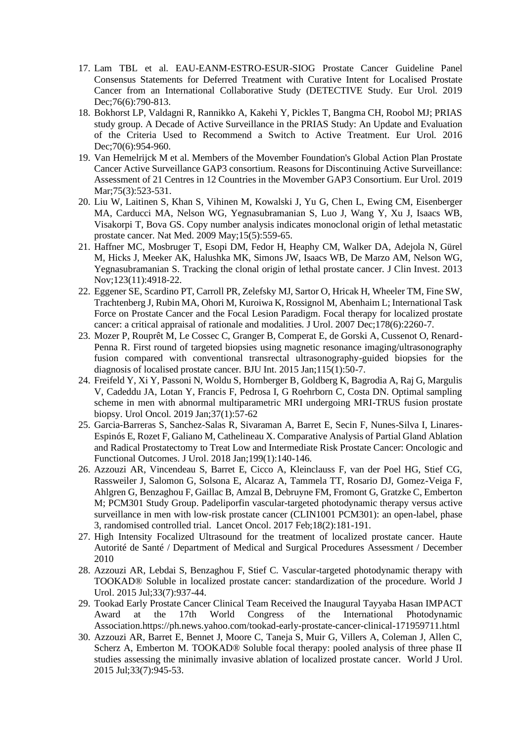17. Lam TBL et al. EAU-EANM-ESTRO-ESUR-SIOG Prostate Cancer Guideline Panel Consensus Statements for Deferred Treatment with Curative Intent for Localised Prostate Cancer from an International Collaborative Study (DETECTIVE Study. Eur Urol. 2019 Dec;76(6):790-813.
18. Bokhorst LP, Valdagni R, Rannikko A, Kakehi Y, Pickles T, Bangma CH, Roobol MJ; PRIAS study group. A Decade of Active Surveillance in the PRIAS Study: An Update and Evaluation of the Criteria Used to Recommend a Switch to Active Treatment. Eur Urol. 2016 Dec;70(6):954-960.
19. Van Hemelrijck M et al. Members of the Movember Foundation's Global Action Plan Prostate Cancer Active Surveillance GAP3 consortium. Reasons for Discontinuing Active Surveillance: Assessment of 21 Centres in 12 Countries in the Movember GAP3 Consortium. Eur Urol. 2019 Mar;75(3):523-531.
20. Liu W, Laitinen S, Khan S, Vihinen M, Kowalski J, Yu G, Chen L, Ewing CM, Eisenberger MA, Carducci MA, Nelson WG, Yegnasubramanian S, Luo J, Wang Y, Xu J, Isaacs WB, Visakorpi T, Bova GS. Copy number analysis indicates monoclonal origin of lethal metastatic prostate cancer. Nat Med. 2009 May;15(5):559-65.
21. Haffner MC, Mosbruger T, Esopi DM, Fedor H, Heaphy CM, Walker DA, Adejola N, Gürel M, Hicks J, Meeker AK, Halushka MK, Simons JW, Isaacs WB, De Marzo AM, Nelson WG, Yegnasubramanian S. Tracking the clonal origin of lethal prostate cancer. J Clin Invest. 2013 Nov;123(11):4918-22.
22. Eggener SE, Scardino PT, Carroll PR, Zelefsky MJ, Sartor O, Hricak H, Wheeler TM, Fine SW, Trachtenberg J, Rubin MA, Ohori M, Kuroiwa K, Rossignol M, Abenhaim L; International Task Force on Prostate Cancer and the Focal Lesion Paradigm. Focal therapy for localized prostate cancer: a critical appraisal of rationale and modalities. J Urol. 2007 Dec;178(6):2260-7.
23. Mozer P, Rouprêt M, Le Cossec C, Granger B, Comperat E, de Gorski A, Cussenot O, Renard-Penna R. First round of targeted biopsies using magnetic resonance imaging/ultrasonography fusion compared with conventional transrectal ultrasonography-guided biopsies for the diagnosis of localised prostate cancer. BJU Int. 2015 Jan;115(1):50-7.
24. Freifeld Y, Xi Y, Passoni N, Woldu S, Hornberger B, Goldberg K, Bagrodia A, Raj G, Margulis V, Cadeddu JA, Lotan Y, Francis F, Pedrosa I, G Roehrborn C, Costa DN. Optimal sampling scheme in men with abnormal multiparametric MRI undergoing MRI-TRUS fusion prostate biopsy. Urol Oncol. 2019 Jan;37(1):57-62
25. Garcia-Barreras S, Sanchez-Salas R, Sivaraman A, Barret E, Secin F, Nunes-Silva I, Linares-Espinós E, Rozet F, Galiano M, Cathelineau X. Comparative Analysis of Partial Gland Ablation and Radical Prostatectomy to Treat Low and Intermediate Risk Prostate Cancer: Oncologic and Functional Outcomes. J Urol. 2018 Jan;199(1):140-146.
26. Azzouzi AR, Vincendeau S, Barret E, Cicco A, Kleinclauss F, van der Poel HG, Stief CG, Rassweiler J, Salomon G, Solsona E, Alcaraz A, Tammela TT, Rosario DJ, Gomez-Veiga F, Ahlgren G, Benzaghou F, Gaillac B, Amzal B, Debruyne FM, Fromont G, Gratzke C, Emberton M; PCM301 Study Group. Padeliporfin vascular-targeted photodynamic therapy versus active surveillance in men with low-risk prostate cancer (CLIN1001 PCM301): an open-label, phase 3, randomised controlled trial. Lancet Oncol. 2017 Feb;18(2):181-191.
27. High Intensity Focalized Ultrasound for the treatment of localized prostate cancer. Haute Autorité de Santé / Department of Medical and Surgical Procedures Assessment / December 2010
28. Azzouzi AR, Lebdai S, Benzaghou F, Stief C. Vascular-targeted photodynamic therapy with TOOKAD® Soluble in localized prostate cancer: standardization of the procedure. World J Urol. 2015 Jul;33(7):937-44.
29. Tookad Early Prostate Cancer Clinical Team Received the Inaugural Tayyaba Hasan IMPACT Award at the 17th World Congress of the International Photodynamic Association.https://ph.news.yahoo.com/tookad-early-prostate-cancer-clinical-171959711.html
30. Azzouzi AR, Barret E, Bennet J, Moore C, Taneja S, Muir G, Villers A, Coleman J, Allen C, Scherz A, Emberton M. TOOKAD® Soluble focal therapy: pooled analysis of three phase II studies assessing the minimally invasive ablation of localized prostate cancer. World J Urol. 2015 Jul;33(7):945-53.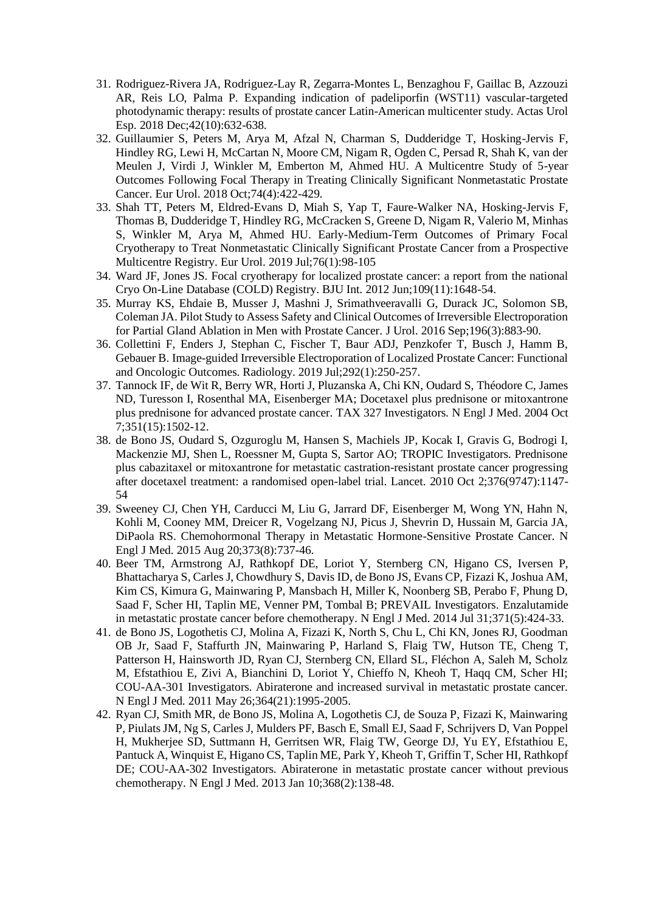31. Rodriguez-Rivera JA, Rodriguez-Lay R, Zegarra-Montes L, Benzaghou F, Gaillac B, Azzouzi AR, Reis LO, Palma P. Expanding indication of padeliporfin (WST11) vascular-targeted photodynamic therapy: results of prostate cancer Latin-American multicenter study. Actas Urol Esp. 2018 Dec;42(10):632-638.
32. Guillaumier S, Peters M, Arya M, Afzal N, Charman S, Dudderidge T, Hosking-Jervis F, Hindley RG, Lewi H, McCartan N, Moore CM, Nigam R, Ogden C, Persad R, Shah K, van der Meulen J, Virdi J, Winkler M, Emberton M, Ahmed HU. A Multicentre Study of 5-year Outcomes Following Focal Therapy in Treating Clinically Significant Nonmetastatic Prostate Cancer. Eur Urol. 2018 Oct;74(4):422-429.
33. Shah TT, Peters M, Eldred-Evans D, Miah S, Yap T, Faure-Walker NA, Hosking-Jervis F, Thomas B, Dudderidge T, Hindley RG, McCracken S, Greene D, Nigam R, Valerio M, Minhas S, Winkler M, Arya M, Ahmed HU. Early-Medium-Term Outcomes of Primary Focal Cryotherapy to Treat Nonmetastatic Clinically Significant Prostate Cancer from a Prospective Multicentre Registry. Eur Urol. 2019 Jul;76(1):98-105
34. Ward JF, Jones JS. Focal cryotherapy for localized prostate cancer: a report from the national Cryo On-Line Database (COLD) Registry. BJU Int. 2012 Jun;109(11):1648-54.
35. Murray KS, Ehdaie B, Musser J, Mashni J, Srimathveeravalli G, Durack JC, Solomon SB, Coleman JA. Pilot Study to Assess Safety and Clinical Outcomes of Irreversible Electroporation for Partial Gland Ablation in Men with Prostate Cancer. J Urol. 2016 Sep;196(3):883-90.
36. Collettini F, Enders J, Stephan C, Fischer T, Baur ADJ, Penzkofer T, Busch J, Hamm B, Gebauer B. Image-guided Irreversible Electroporation of Localized Prostate Cancer: Functional and Oncologic Outcomes. Radiology. 2019 Jul;292(1):250-257.
37. Tannock IF, de Wit R, Berry WR, Horti J, Pluzanska A, Chi KN, Oudard S, Théodore C, James ND, Turesson I, Rosenthal MA, Eisenberger MA; Docetaxel plus prednisone or mitoxantrone plus prednisone for advanced prostate cancer. TAX 327 Investigators. N Engl J Med. 2004 Oct 7;351(15):1502-12.
38. de Bono JS, Oudard S, Ozguroglu M, Hansen S, Machiels JP, Kocak I, Gravis G, Bodrogi I, Mackenzie MJ, Shen L, Roessner M, Gupta S, Sartor AO; TROPIC Investigators. Prednisone plus cabazitaxel or mitoxantrone for metastatic castration-resistant prostate cancer progressing after docetaxel treatment: a randomised open-label trial. Lancet. 2010 Oct 2;376(9747):1147-54
39. Sweeney CJ, Chen YH, Carducci M, Liu G, Jarrard DF, Eisenberger M, Wong YN, Hahn N, Kohli M, Cooney MM, Dreicer R, Vogelzang NJ, Picus J, Shevrin D, Hussain M, Garcia JA, DiPaola RS. Chemohormonal Therapy in Metastatic Hormone-Sensitive Prostate Cancer. N Engl J Med. 2015 Aug 20;373(8):737-46.
40. Beer TM, Armstrong AJ, Rathkopf DE, Loriot Y, Sternberg CN, Higano CS, Iversen P, Bhattacharya S, Carles J, Chowdhury S, Davis ID, de Bono JS, Evans CP, Fizazi K, Joshua AM, Kim CS, Kimura G, Mainwaring P, Mansbach H, Miller K, Noonberg SB, Perabo F, Phung D, Saad F, Scher HI, Taplin ME, Venner PM, Tombal B; PREVAIL Investigators. Enzalutamide in metastatic prostate cancer before chemotherapy. N Engl J Med. 2014 Jul 31;371(5):424-33.
41. de Bono JS, Logothetis CJ, Molina A, Fizazi K, North S, Chu L, Chi KN, Jones RJ, Goodman OB Jr, Saad F, Staffurth JN, Mainwaring P, Harland S, Flaig TW, Hutson TE, Cheng T, Patterson H, Hainsworth JD, Ryan CJ, Sternberg CN, Ellard SL, Fléchon A, Saleh M, Scholz M, Efstathiou E, Zivi A, Bianchini D, Loriot Y, Chieffo N, Kheoh T, Haqq CM, Scher HI; COU-AA-301 Investigators. Abiraterone and increased survival in metastatic prostate cancer. N Engl J Med. 2011 May 26;364(21):1995-2005.
42. Ryan CJ, Smith MR, de Bono JS, Molina A, Logothetis CJ, de Souza P, Fizazi K, Mainwaring P, Piulats JM, Ng S, Carles J, Mulders PF, Basch E, Small EJ, Saad F, Schrijvers D, Van Poppel H, Mukherjee SD, Suttmann H, Gerritsen WR, Flaig TW, George DJ, Yu EY, Efstathiou E, Pantuck A, Winquist E, Higano CS, Taplin ME, Park Y, Kheoh T, Griffin T, Scher HI, Rathkopf DE; COU-AA-302 Investigators. Abiraterone in metastatic prostate cancer without previous chemotherapy. N Engl J Med. 2013 Jan 10;368(2):138-48.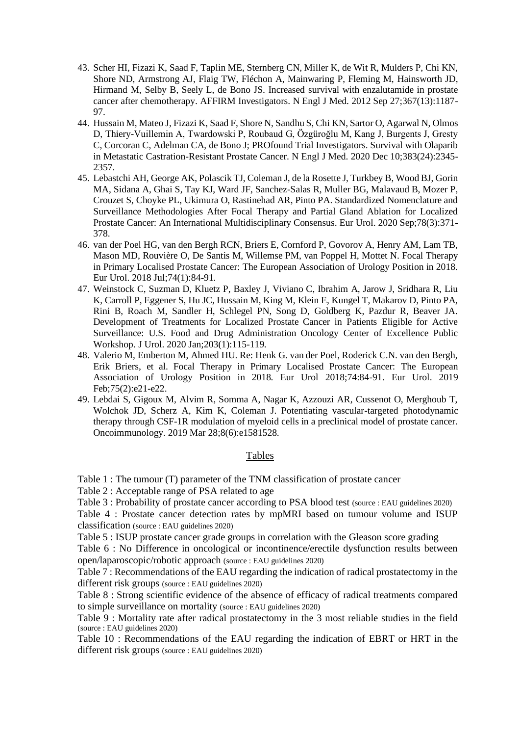43. Scher HI, Fizazi K, Saad F, Taplin ME, Sternberg CN, Miller K, de Wit R, Mulders P, Chi KN, Shore ND, Armstrong AJ, Flaig TW, Fléchon A, Mainwaring P, Fleming M, Hainsworth JD, Hirmand M, Selby B, Seely L, de Bono JS. Increased survival with enzalutamide in prostate cancer after chemotherapy. AFFIRM Investigators. N Engl J Med. 2012 Sep 27;367(13):1187-97.
44. Hussain M, Mateo J, Fizazi K, Saad F, Shore N, Sandhu S, Chi KN, Sartor O, Agarwal N, Olmos D, Thiery-Vuillemin A, Twardowski P, Roubaud G, Özgüroğlu M, Kang J, Burgents J, Gresty C, Corcoran C, Adelman CA, de Bono J; PROfound Trial Investigators. Survival with Olaparib in Metastatic Castration-Resistant Prostate Cancer. N Engl J Med. 2020 Dec 10;383(24):2345-2357.
45. Lebastchi AH, George AK, Polascik TJ, Coleman J, de la Rosette J, Turkbey B, Wood BJ, Gorin MA, Sidana A, Ghai S, Tay KJ, Ward JF, Sanchez-Salas R, Muller BG, Malavaud B, Mozer P, Crouzet S, Choyke PL, Ukimura O, Rastinehad AR, Pinto PA. Standardized Nomenclature and Surveillance Methodologies After Focal Therapy and Partial Gland Ablation for Localized Prostate Cancer: An International Multidisciplinary Consensus. Eur Urol. 2020 Sep;78(3):371-378.
46. van der Poel HG, van den Bergh RCN, Briers E, Cornford P, Govorov A, Henry AM, Lam TB, Mason MD, Rouvière O, De Santis M, Willemse PM, van Poppel H, Mottet N. Focal Therapy in Primary Localised Prostate Cancer: The European Association of Urology Position in 2018. Eur Urol. 2018 Jul;74(1):84-91.
47. Weinstock C, Suzman D, Kluetz P, Baxley J, Viviano C, Ibrahim A, Jarow J, Sridhara R, Liu K, Carroll P, Eggener S, Hu JC, Hussain M, King M, Klein E, Kungel T, Makarov D, Pinto PA, Rini B, Roach M, Sandler H, Schlegel PN, Song D, Goldberg K, Pazdur R, Beaver JA. Development of Treatments for Localized Prostate Cancer in Patients Eligible for Active Surveillance: U.S. Food and Drug Administration Oncology Center of Excellence Public Workshop. J Urol. 2020 Jan;203(1):115-119.
48. Valerio M, Emberton M, Ahmed HU. Re: Henk G. van der Poel, Roderick C.N. van den Bergh, Erik Briers, et al. Focal Therapy in Primary Localised Prostate Cancer: The European Association of Urology Position in 2018. Eur Urol 2018;74:84-91. Eur Urol. 2019 Feb;75(2):e21-e22.
49. Lebdai S, Gigoux M, Alvim R, Somma A, Nagar K, Azzouzi AR, Cussenot O, Merghoub T, Wolchok JD, Scherz A, Kim K, Coleman J. Potentiating vascular-targeted photodynamic therapy through CSF-1R modulation of myeloid cells in a preclinical model of prostate cancer. Oncoimmunology. 2019 Mar 28;8(6):e1581528.

## Tables

Table 1 : The tumour (T) parameter of the TNM classification of prostate cancer

Table 2 : Acceptable range of PSA related to age

Table 3 : Probability of prostate cancer according to PSA blood test (source : EAU guidelines 2020)

Table 4 : Prostate cancer detection rates by mpMRI based on tumour volume and ISUP classification (source : EAU guidelines 2020)

Table 5 : ISUP prostate cancer grade groups in correlation with the Gleason score grading

Table 6 : No Difference in oncological or incontinence/erectile dysfunction results between open/laparoscopic/robotic approach (source : EAU guidelines 2020)

Table 7 : Recommendations of the EAU regarding the indication of radical prostatectomy in the different risk groups (source : EAU guidelines 2020)

Table 8 : Strong scientific evidence of the absence of efficacy of radical treatments compared to simple surveillance on mortality (source : EAU guidelines 2020)

Table 9 : Mortality rate after radical prostatectomy in the 3 most reliable studies in the field (source : EAU guidelines 2020)

Table 10 : Recommendations of the EAU regarding the indication of EBRT or HRT in the different risk groups (source : EAU guidelines 2020)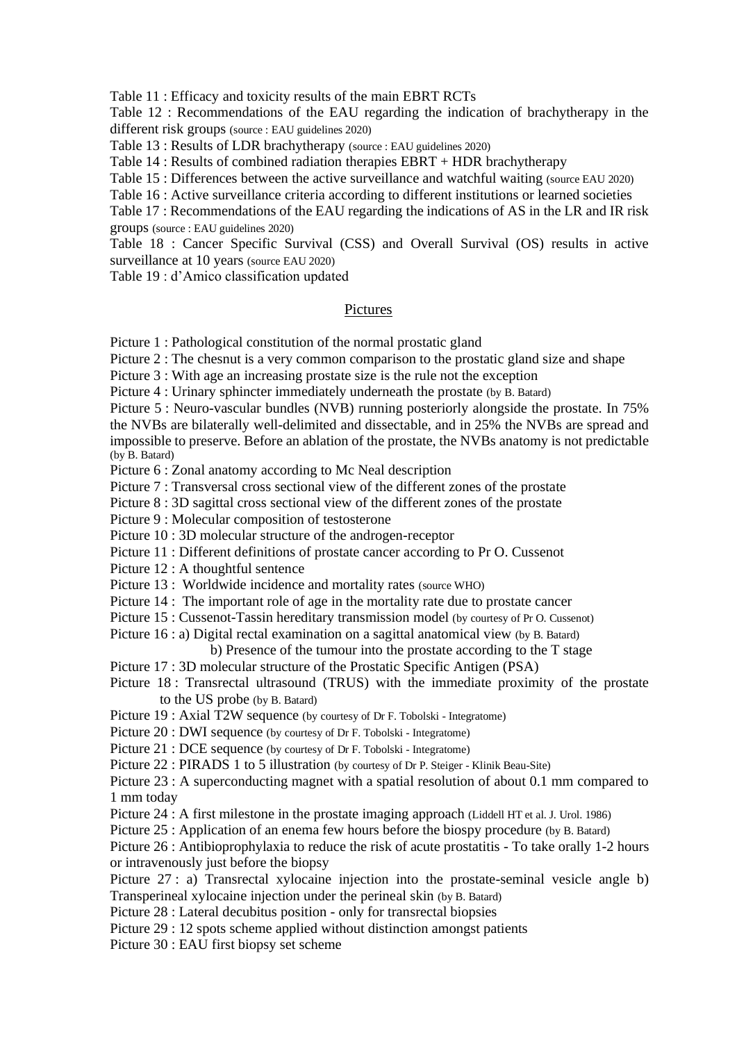Table 11 : Efficacy and toxicity results of the main EBRT RCTs

Table 12 : Recommendations of the EAU regarding the indication of brachytherapy in the different risk groups (source : EAU guidelines 2020)

Table 13 : Results of LDR brachytherapy (source : EAU guidelines 2020)

Table 14 : Results of combined radiation therapies EBRT + HDR brachytherapy

Table 15 : Differences between the active surveillance and watchful waiting (source EAU 2020)

Table 16 : Active surveillance criteria according to different institutions or learned societies

Table 17 : Recommendations of the EAU regarding the indications of AS in the LR and IR risk groups (source : EAU guidelines 2020)

Table 18 : Cancer Specific Survival (CSS) and Overall Survival (OS) results in active surveillance at 10 years (source EAU 2020)

Table 19 : d'Amico classification updated

## Pictures

Picture 1 : Pathological constitution of the normal prostatic gland

Picture 2 : The chesnut is a very common comparison to the prostatic gland size and shape

Picture 3 : With age an increasing prostate size is the rule not the exception

Picture 4 : Urinary sphincter immediately underneath the prostate (by B. Batard)

Picture 5 : Neuro-vascular bundles (NVB) running posteriorly alongside the prostate. In 75% the NVBs are bilaterally well-delimited and dissectable, and in 25% the NVBs are spread and impossible to preserve. Before an ablation of the prostate, the NVBs anatomy is not predictable (by B. Batard)

Picture 6 : Zonal anatomy according to Mc Neal description

Picture 7 : Transversal cross sectional view of the different zones of the prostate

Picture 8 : 3D sagittal cross sectional view of the different zones of the prostate

Picture 9 : Molecular composition of testosterone

Picture 10 : 3D molecular structure of the androgen-receptor

Picture 11 : Different definitions of prostate cancer according to Pr O. Cussenot

Picture 12 : A thoughtful sentence

Picture 13 : Worldwide incidence and mortality rates (source WHO)

Picture 14 : The important role of age in the mortality rate due to prostate cancer

Picture 15 : Cussenot-Tassin hereditary transmission model (by courtesy of Pr O. Cussenot)

Picture 16 : a) Digital rectal examination on a sagittal anatomical view (by B. Batard)
b) Presence of the tumour into the prostate according to the T stage

Picture 17 : 3D molecular structure of the Prostatic Specific Antigen (PSA)

Picture 18 : Transrectal ultrasound (TRUS) with the immediate proximity of the prostate to the US probe (by B. Batard)

Picture 19 : Axial T2W sequence (by courtesy of Dr F. Tobolski - Integratome)

Picture 20 : DWI sequence (by courtesy of Dr F. Tobolski - Integratome)

Picture 21 : DCE sequence (by courtesy of Dr F. Tobolski - Integratome)

Picture 22 : PIRADS 1 to 5 illustration (by courtesy of Dr P. Steiger - Klinik Beau-Site)

Picture 23 : A superconducting magnet with a spatial resolution of about 0.1 mm compared to 1 mm today

Picture 24 : A first milestone in the prostate imaging approach (Liddell HT et al. J. Urol. 1986)

Picture 25 : Application of an enema few hours before the biospy procedure (by B. Batard)

Picture 26 : Antibioprophylaxia to reduce the risk of acute prostatitis - To take orally 1-2 hours or intravenously just before the biopsy

Picture 27 : a) Transrectal xylocaine injection into the prostate-seminal vesicle angle b) Transperineal xylocaine injection under the perineal skin (by B. Batard)

Picture 28 : Lateral decubitus position - only for transrectal biopsies

Picture 29 : 12 spots scheme applied without distinction amongst patients

Picture 30 : EAU first biopsy set scheme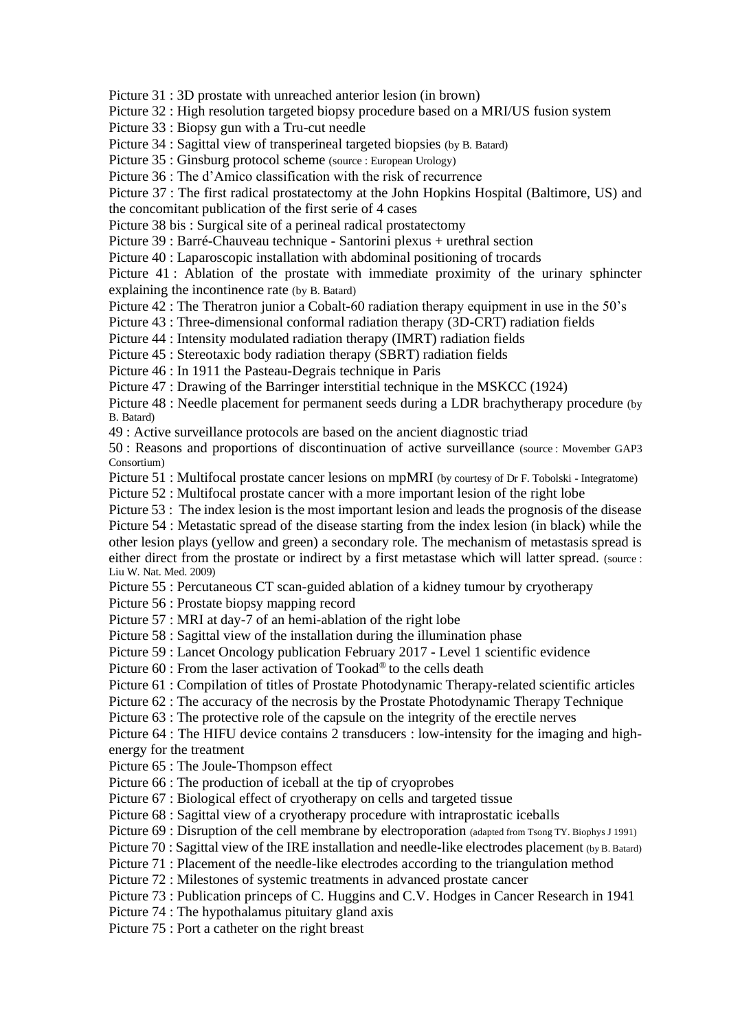Picture 31 : 3D prostate with unreached anterior lesion (in brown)

Picture 32 : High resolution targeted biopsy procedure based on a MRI/US fusion system

Picture 33 : Biopsy gun with a Tru-cut needle

Picture 34 : Sagittal view of transperineal targeted biopsies (by B. Batard)

Picture 35 : Ginsburg protocol scheme (source : European Urology)

Picture 36 : The d'Amico classification with the risk of recurrence

Picture 37 : The first radical prostatectomy at the John Hopkins Hospital (Baltimore, US) and the concomitant publication of the first serie of 4 cases

Picture 38 bis : Surgical site of a perineal radical prostatectomy

Picture 39 : Barré-Chauveau technique - Santorini plexus + urethral section

Picture 40 : Laparoscopic installation with abdominal positioning of trocards

Picture 41 : Ablation of the prostate with immediate proximity of the urinary sphincter explaining the incontinence rate (by B. Batard)

Picture 42 : The Theratron junior a Cobalt-60 radiation therapy equipment in use in the 50's

Picture 43 : Three-dimensional conformal radiation therapy (3D-CRT) radiation fields

Picture 44 : Intensity modulated radiation therapy (IMRT) radiation fields

Picture 45 : Stereotaxic body radiation therapy (SBRT) radiation fields

Picture 46 : In 1911 the Pasteau-Degrais technique in Paris

Picture 47 : Drawing of the Barringer interstitial technique in the MSKCC (1924)

Picture 48 : Needle placement for permanent seeds during a LDR brachytherapy procedure (by B. Batard)

49 : Active surveillance protocols are based on the ancient diagnostic triad

50 : Reasons and proportions of discontinuation of active surveillance (source : Movember GAP3 Consortium)

Picture 51 : Multifocal prostate cancer lesions on mpMRI (by courtesy of Dr F. Tobolski - Integratome)

Picture 52 : Multifocal prostate cancer with a more important lesion of the right lobe

Picture 53 : The index lesion is the most important lesion and leads the prognosis of the disease

Picture 54 : Metastatic spread of the disease starting from the index lesion (in black) while the other lesion plays (yellow and green) a secondary role. The mechanism of metastasis spread is either direct from the prostate or indirect by a first metastase which will latter spread. (source : Liu W. Nat. Med. 2009)

Picture 55 : Percutaneous CT scan-guided ablation of a kidney tumour by cryotherapy

Picture 56 : Prostate biopsy mapping record

Picture 57 : MRI at day-7 of an hemi-ablation of the right lobe

Picture 58 : Sagittal view of the installation during the illumination phase

Picture 59 : Lancet Oncology publication February 2017 - Level 1 scientific evidence

Picture 60 : From the laser activation of Tookad® to the cells death

Picture 61 : Compilation of titles of Prostate Photodynamic Therapy-related scientific articles

Picture 62 : The accuracy of the necrosis by the Prostate Photodynamic Therapy Technique

Picture 63 : The protective role of the capsule on the integrity of the erectile nerves

Picture 64 : The HIFU device contains 2 transducers : low-intensity for the imaging and high-energy for the treatment

Picture 65 : The Joule-Thompson effect

Picture 66 : The production of iceball at the tip of cryoprobes

Picture 67 : Biological effect of cryotherapy on cells and targeted tissue

Picture 68 : Sagittal view of a cryotherapy procedure with intraprostatic iceballs

Picture 69 : Disruption of the cell membrane by electroporation (adapted from Tsong TY. Biophys J 1991)

Picture 70 : Sagittal view of the IRE installation and needle-like electrodes placement (by B. Batard)

Picture 71 : Placement of the needle-like electrodes according to the triangulation method

Picture 72 : Milestones of systemic treatments in advanced prostate cancer

Picture 73 : Publication princeps of C. Huggins and C.V. Hodges in Cancer Research in 1941

Picture 74 : The hypothalamus pituitary gland axis

Picture 75 : Port a catheter on the right breast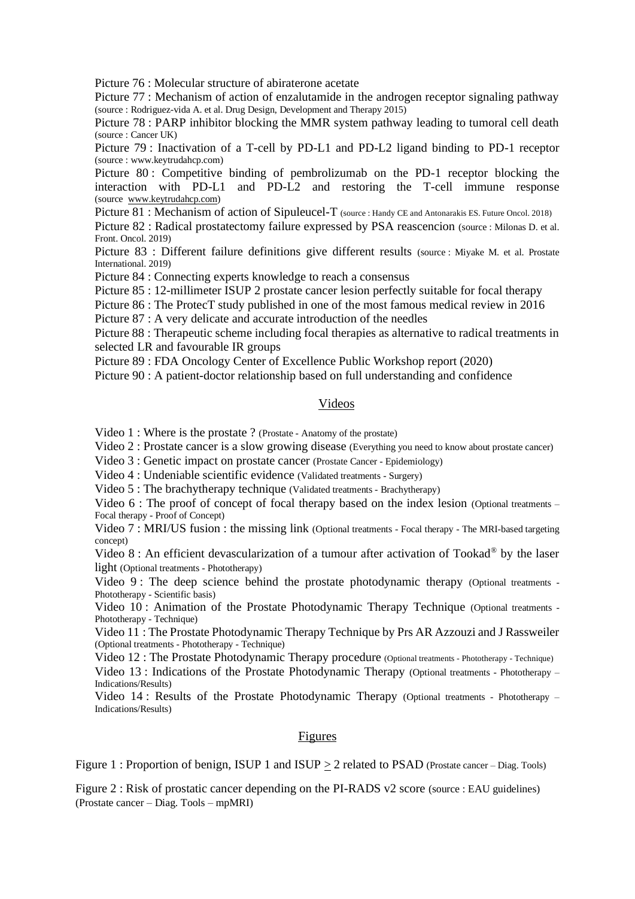Picture 76 : Molecular structure of abiraterone acetate

Picture 77 : Mechanism of action of enzalutamide in the androgen receptor signaling pathway (source : Rodriguez-vida A. et al. Drug Design, Development and Therapy 2015)

Picture 78 : PARP inhibitor blocking the MMR system pathway leading to tumoral cell death (source : Cancer UK)

Picture 79 : Inactivation of a T-cell by PD-L1 and PD-L2 ligand binding to PD-1 receptor (source : www.keytrudahcp.com)

Picture 80 : Competitive binding of pembrolizumab on the PD-1 receptor blocking the interaction with PD-L1 and PD-L2 and restoring the T-cell immune response (source www.keytrudahcp.com)

Picture 81 : Mechanism of action of Sipuleucel-T (source : Handy CE and Antonarakis ES. Future Oncol. 2018)

Picture 82 : Radical prostatectomy failure expressed by PSA reascencion (source : Milonas D. et al. Front. Oncol. 2019)

Picture 83 : Different failure definitions give different results (source : Miyake M. et al. Prostate International. 2019)

Picture 84 : Connecting experts knowledge to reach a consensus

Picture 85 : 12-millimeter ISUP 2 prostate cancer lesion perfectly suitable for focal therapy

Picture 86 : The ProtecT study published in one of the most famous medical review in 2016

Picture 87 : A very delicate and accurate introduction of the needles

Picture 88 : Therapeutic scheme including focal therapies as alternative to radical treatments in selected LR and favourable IR groups

Picture 89 : FDA Oncology Center of Excellence Public Workshop report (2020)

Picture 90 : A patient-doctor relationship based on full understanding and confidence

## Videos

Video 1 : Where is the prostate ? (Prostate - Anatomy of the prostate)

Video 2 : Prostate cancer is a slow growing disease (Everything you need to know about prostate cancer)

Video 3 : Genetic impact on prostate cancer (Prostate Cancer - Epidemiology)

Video 4 : Undeniable scientific evidence (Validated treatments - Surgery)

Video 5 : The brachytherapy technique (Validated treatments - Brachytherapy)

Video 6 : The proof of concept of focal therapy based on the index lesion (Optional treatments – Focal therapy - Proof of Concept)

Video 7 : MRI/US fusion : the missing link (Optional treatments - Focal therapy - The MRI-based targeting concept)

Video 8 : An efficient devascularization of a tumour after activation of Tookad® by the laser light (Optional treatments - Phototherapy)

Video 9 : The deep science behind the prostate photodynamic therapy (Optional treatments - Phototherapy - Scientific basis)

Video 10 : Animation of the Prostate Photodynamic Therapy Technique (Optional treatments - Phototherapy - Technique)

Video 11 : The Prostate Photodynamic Therapy Technique by Prs AR Azzouzi and J Rassweiler (Optional treatments - Phototherapy - Technique)

Video 12 : The Prostate Photodynamic Therapy procedure (Optional treatments - Phototherapy - Technique)

Video 13 : Indications of the Prostate Photodynamic Therapy (Optional treatments - Phototherapy – Indications/Results)

Video 14 : Results of the Prostate Photodynamic Therapy (Optional treatments - Phototherapy – Indications/Results)

## Figures

Figure 1 : Proportion of benign, ISUP 1 and ISUP $\geq$ 2 related to PSAD (Prostate cancer – Diag. Tools)

Figure 2 : Risk of prostatic cancer depending on the PI-RADS v2 score (source : EAU guidelines) (Prostate cancer – Diag. Tools – mpMRI)